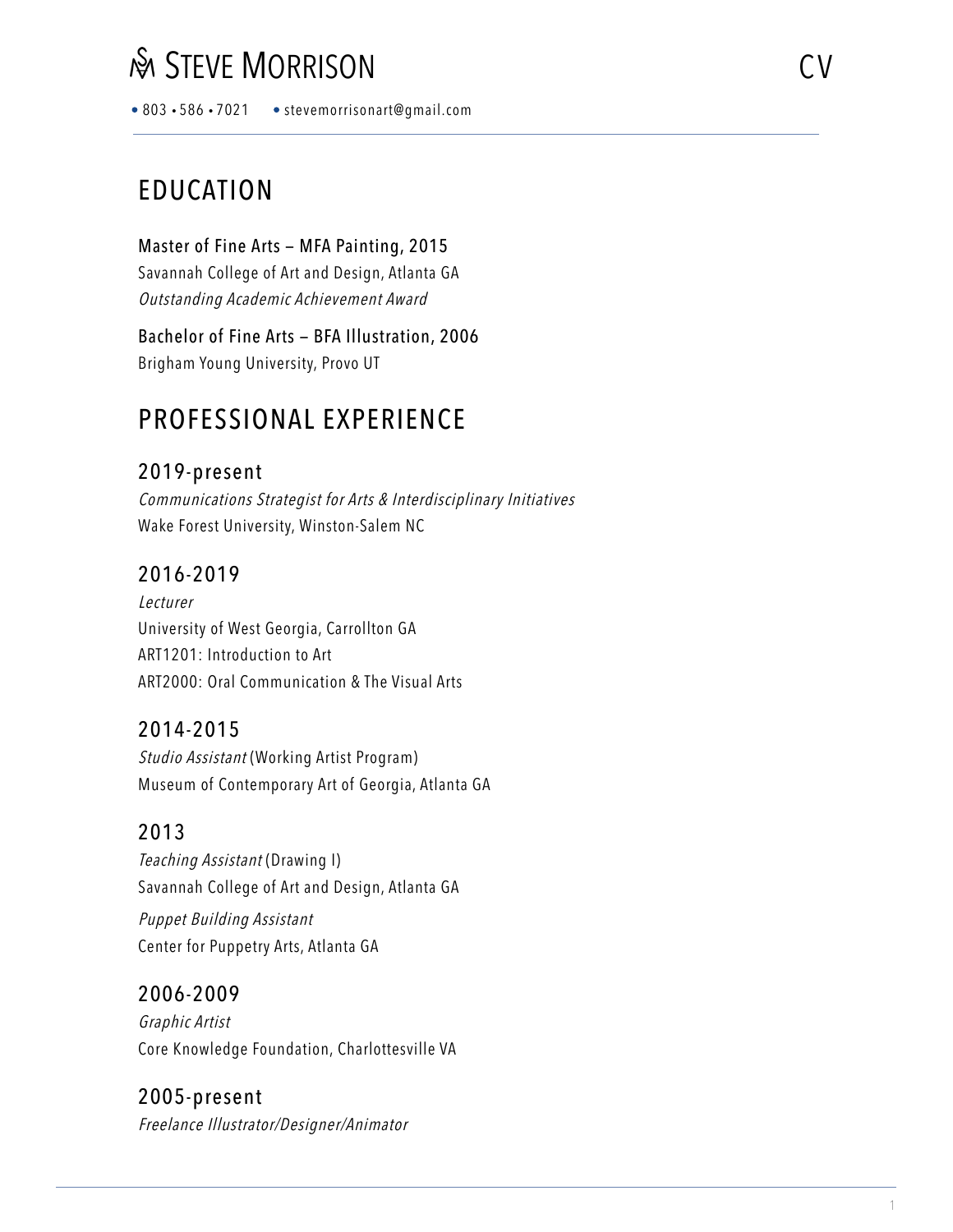# SM Steve Morrison CV

• 803 • 586 • 7021 • stevemorrisonart@gmail.com

## EDUCATION

**Master of Fine Arts — MFA Painting, 2015**
Savannah College of Art and Design, Atlanta GA
*Outstanding Academic Achievement Award*

**Bachelor of Fine Arts — BFA Illustration, 2006**
Brigham Young University, Provo UT

## PROFESSIONAL EXPERIENCE

### 2019-present

*Communications Strategist for Arts & Interdisciplinary Initiatives*
Wake Forest University, Winston-Salem NC

### 2016-2019

*Lecturer*
University of West Georgia, Carrollton GA
ART1201: Introduction to Art
ART2000: Oral Communication & The Visual Arts

### 2014-2015

*Studio Assistant* (Working Artist Program)
Museum of Contemporary Art of Georgia, Atlanta GA

### 2013

*Teaching Assistant* (Drawing I)
Savannah College of Art and Design, Atlanta GA

*Puppet Building Assistant*
Center for Puppetry Arts, Atlanta GA

### 2006-2009

*Graphic Artist*
Core Knowledge Foundation, Charlottesville VA

### 2005-present

*Freelance Illustrator/Designer/Animator*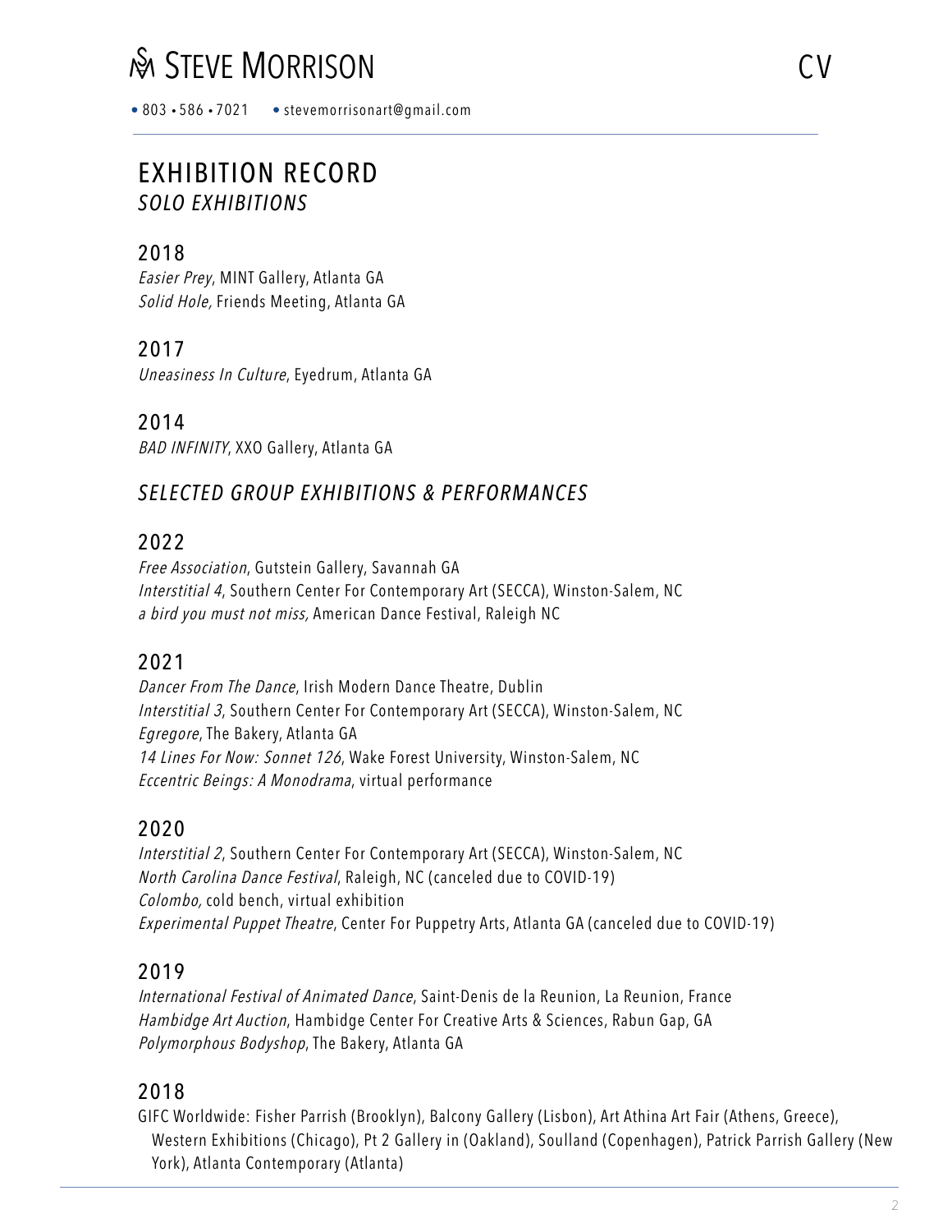# Steve Morrison — CV

• 803 • 586 • 7021 • stevemorrisonart@gmail.com

## EXHIBITION RECORD

### *SOLO EXHIBITIONS*

#### 2018

*Easier Prey*, MINT Gallery, Atlanta GA
*Solid Hole,* Friends Meeting, Atlanta GA

#### 2017

*Uneasiness In Culture*, Eyedrum, Atlanta GA

#### 2014

*BAD INFINITY*, XXO Gallery, Atlanta GA

### *SELECTED GROUP EXHIBITIONS & PERFORMANCES*

#### 2022

*Free Association*, Gutstein Gallery, Savannah GA
*Interstitial 4*, Southern Center For Contemporary Art (SECCA), Winston-Salem, NC
*a bird you must not miss,* American Dance Festival, Raleigh NC

#### 2021

*Dancer From The Dance*, Irish Modern Dance Theatre, Dublin
*Interstitial 3*, Southern Center For Contemporary Art (SECCA), Winston-Salem, NC
*Egregore*, The Bakery, Atlanta GA
*14 Lines For Now: Sonnet 126*, Wake Forest University, Winston-Salem, NC
*Eccentric Beings: A Monodrama*, virtual performance

#### 2020

*Interstitial 2*, Southern Center For Contemporary Art (SECCA), Winston-Salem, NC
*North Carolina Dance Festival*, Raleigh, NC (canceled due to COVID-19)
*Colombo,* cold bench, virtual exhibition
*Experimental Puppet Theatre*, Center For Puppetry Arts, Atlanta GA (canceled due to COVID-19)

#### 2019

*International Festival of Animated Dance*, Saint-Denis de la Reunion, La Reunion, France
*Hambidge Art Auction*, Hambidge Center For Creative Arts & Sciences, Rabun Gap, GA
*Polymorphous Bodyshop*, The Bakery, Atlanta GA

#### 2018

GIFC Worldwide: Fisher Parrish (Brooklyn), Balcony Gallery (Lisbon), Art Athina Art Fair (Athens, Greece), Western Exhibitions (Chicago), Pt 2 Gallery in (Oakland), Soulland (Copenhagen), Patrick Parrish Gallery (New York), Atlanta Contemporary (Atlanta)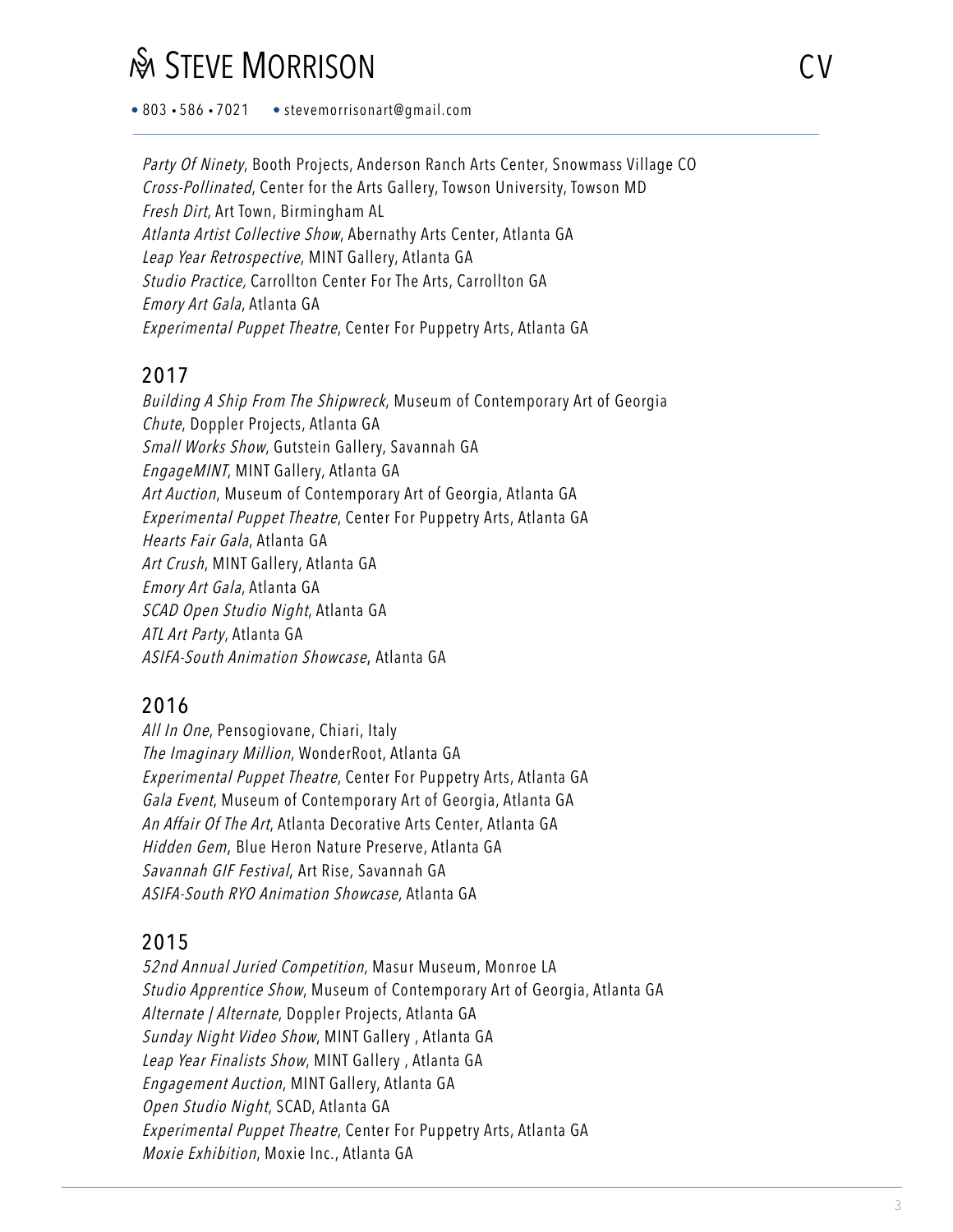*Party Of Ninety*, Booth Projects, Anderson Ranch Arts Center, Snowmass Village CO
*Cross-Pollinated*, Center for the Arts Gallery, Towson University, Towson MD
*Fresh Dirt*, Art Town, Birmingham AL
*Atlanta Artist Collective Show*, Abernathy Arts Center, Atlanta GA
*Leap Year Retrospective*, MINT Gallery, Atlanta GA
*Studio Practice,* Carrollton Center For The Arts, Carrollton GA
*Emory Art Gala*, Atlanta GA
*Experimental Puppet Theatre*, Center For Puppetry Arts, Atlanta GA

## 2017

*Building A Ship From The Shipwreck*, Museum of Contemporary Art of Georgia
*Chute*, Doppler Projects, Atlanta GA
*Small Works Show*, Gutstein Gallery, Savannah GA
*EngageMINT*, MINT Gallery, Atlanta GA
*Art Auction*, Museum of Contemporary Art of Georgia, Atlanta GA
*Experimental Puppet Theatre*, Center For Puppetry Arts, Atlanta GA
*Hearts Fair Gala*, Atlanta GA
*Art Crush*, MINT Gallery, Atlanta GA
*Emory Art Gala*, Atlanta GA
*SCAD Open Studio Night*, Atlanta GA
*ATL Art Party*, Atlanta GA
*ASIFA-South Animation Showcase*, Atlanta GA

## 2016

*All In One*, Pensogiovane, Chiari, Italy
*The Imaginary Million*, WonderRoot, Atlanta GA
*Experimental Puppet Theatre*, Center For Puppetry Arts, Atlanta GA
*Gala Event*, Museum of Contemporary Art of Georgia, Atlanta GA
*An Affair Of The Art*, Atlanta Decorative Arts Center, Atlanta GA
*Hidden Gem*, Blue Heron Nature Preserve, Atlanta GA
*Savannah GIF Festival*, Art Rise, Savannah GA
*ASIFA-South RYO Animation Showcase*, Atlanta GA

## 2015

*52nd Annual Juried Competition*, Masur Museum, Monroe LA
*Studio Apprentice Show*, Museum of Contemporary Art of Georgia, Atlanta GA
*Alternate | Alternate*, Doppler Projects, Atlanta GA
*Sunday Night Video Show*, MINT Gallery , Atlanta GA
*Leap Year Finalists Show*, MINT Gallery , Atlanta GA
*Engagement Auction*, MINT Gallery, Atlanta GA
*Open Studio Night*, SCAD, Atlanta GA
*Experimental Puppet Theatre*, Center For Puppetry Arts, Atlanta GA
*Moxie Exhibition*, Moxie Inc., Atlanta GA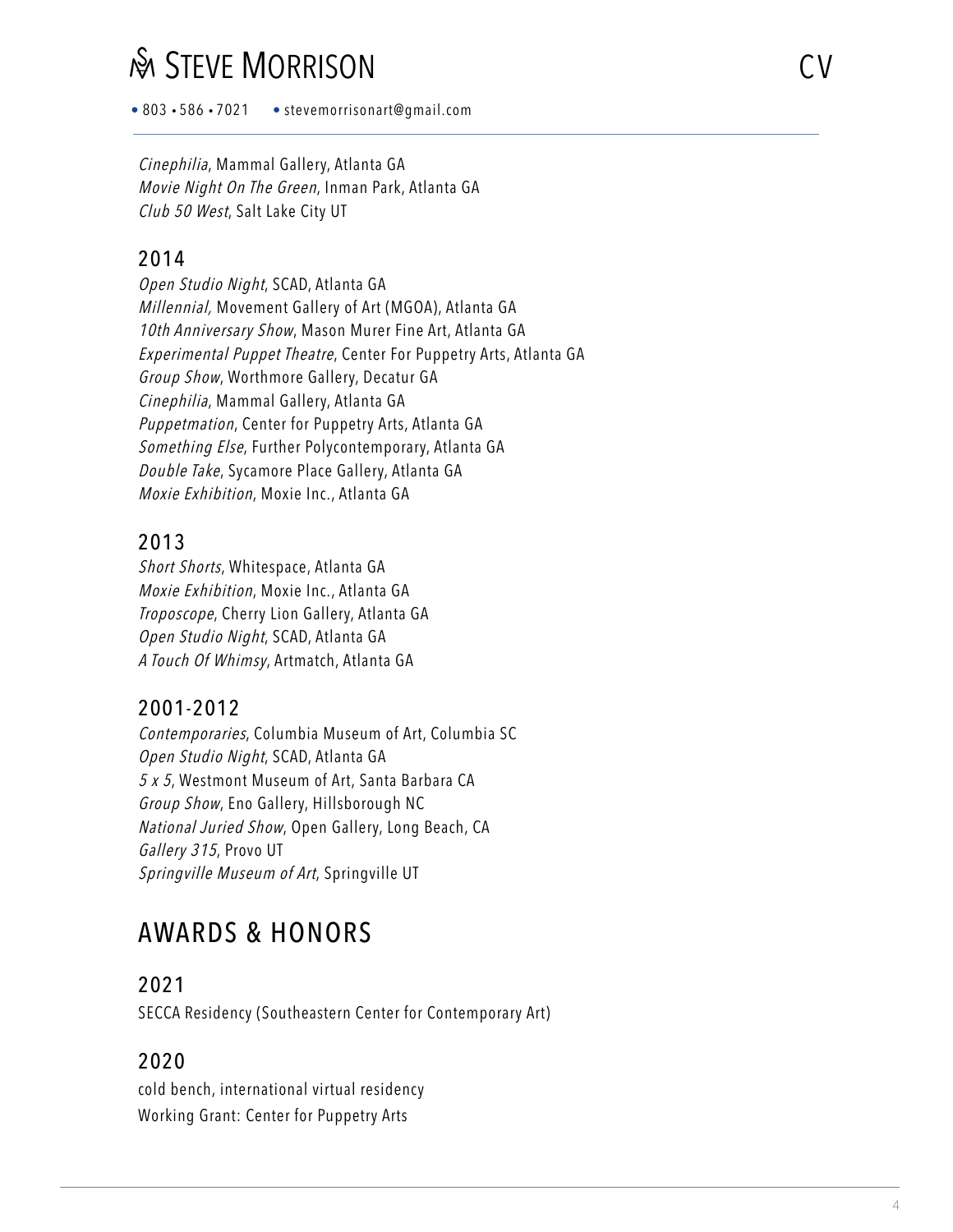*Cinephilia*, Mammal Gallery, Atlanta GA
*Movie Night On The Green*, Inman Park, Atlanta GA
*Club 50 West*, Salt Lake City UT

### 2014

*Open Studio Night*, SCAD, Atlanta GA
*Millennial,* Movement Gallery of Art (MGOA), Atlanta GA
*10th Anniversary Show*, Mason Murer Fine Art, Atlanta GA
*Experimental Puppet Theatre*, Center For Puppetry Arts, Atlanta GA
*Group Show*, Worthmore Gallery, Decatur GA
*Cinephilia*, Mammal Gallery, Atlanta GA
*Puppetmation*, Center for Puppetry Arts, Atlanta GA
*Something Else*, Further Polycontemporary, Atlanta GA
*Double Take*, Sycamore Place Gallery, Atlanta GA
*Moxie Exhibition*, Moxie Inc., Atlanta GA

### 2013

*Short Shorts*, Whitespace, Atlanta GA
*Moxie Exhibition*, Moxie Inc., Atlanta GA
*Troposcope*, Cherry Lion Gallery, Atlanta GA
*Open Studio Night*, SCAD, Atlanta GA
*A Touch Of Whimsy*, Artmatch, Atlanta GA

### 2001-2012

*Contemporaries*, Columbia Museum of Art, Columbia SC
*Open Studio Night*, SCAD, Atlanta GA
*5 x 5*, Westmont Museum of Art, Santa Barbara CA
*Group Show*, Eno Gallery, Hillsborough NC
*National Juried Show*, Open Gallery, Long Beach, CA
*Gallery 315*, Provo UT
*Springville Museum of Art*, Springville UT

## AWARDS & HONORS

### 2021

SECCA Residency (Southeastern Center for Contemporary Art)

### 2020

cold bench, international virtual residency
Working Grant: Center for Puppetry Arts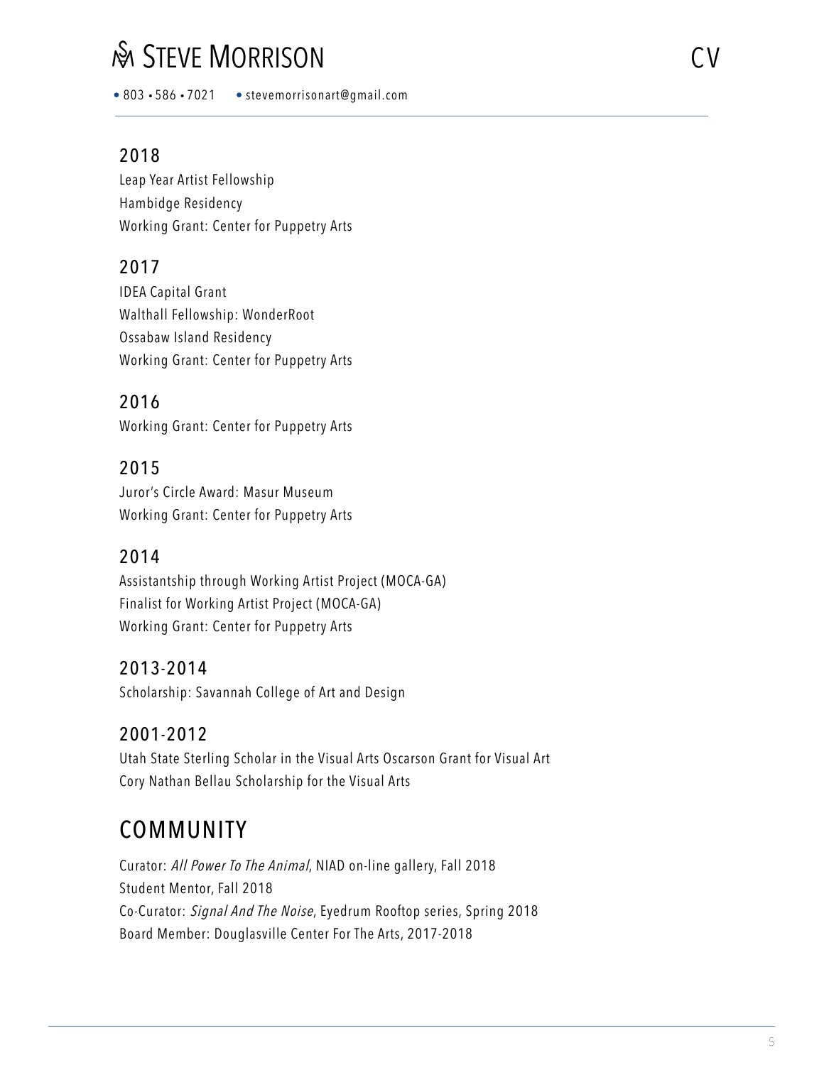# STEVE MORRISON

CV

• 803 • 586 • 7021 • stevemorrisonart@gmail.com

## 2018

Leap Year Artist Fellowship
Hambidge Residency
Working Grant: Center for Puppetry Arts

## 2017

IDEA Capital Grant
Walthall Fellowship: WonderRoot
Ossabaw Island Residency
Working Grant: Center for Puppetry Arts

## 2016

Working Grant: Center for Puppetry Arts

## 2015

Juror's Circle Award: Masur Museum
Working Grant: Center for Puppetry Arts

## 2014

Assistantship through Working Artist Project (MOCA-GA)
Finalist for Working Artist Project (MOCA-GA)
Working Grant: Center for Puppetry Arts

## 2013-2014

Scholarship: Savannah College of Art and Design

## 2001-2012

Utah State Sterling Scholar in the Visual Arts Oscarson Grant for Visual Art
Cory Nathan Bellau Scholarship for the Visual Arts

# COMMUNITY

Curator: *All Power To The Animal*, NIAD on-line gallery, Fall 2018
Student Mentor, Fall 2018
Co-Curator: *Signal And The Noise*, Eyedrum Rooftop series, Spring 2018
Board Member: Douglasville Center For The Arts, 2017-2018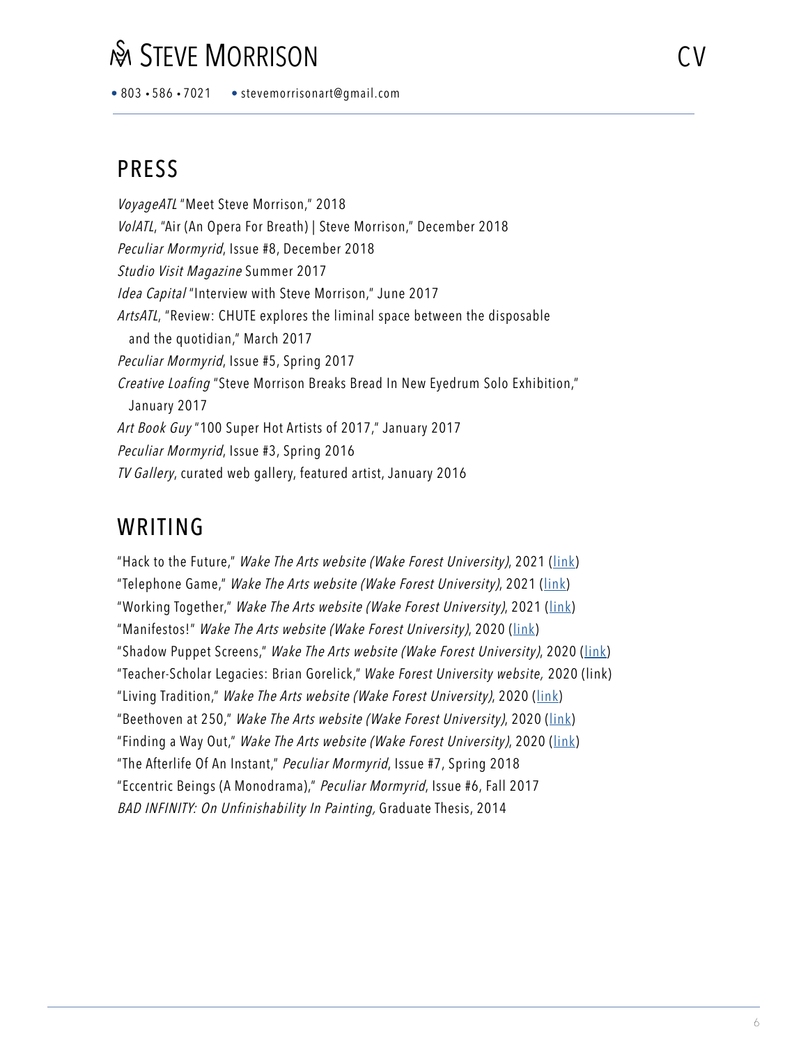# STEVE MORRISON

CV

• 803 • 586 • 7021 • stevemorrisonart@gmail.com

## PRESS

*VoyageATL* "Meet Steve Morrison," 2018
*VolATL*, "Air (An Opera For Breath) | Steve Morrison," December 2018
*Peculiar Mormyrid*, Issue #8, December 2018
*Studio Visit Magazine* Summer 2017
*Idea Capital* "Interview with Steve Morrison," June 2017
*ArtsATL*, "Review: CHUTE explores the liminal space between the disposable and the quotidian," March 2017
*Peculiar Mormyrid*, Issue #5, Spring 2017
*Creative Loafing* "Steve Morrison Breaks Bread In New Eyedrum Solo Exhibition," January 2017
*Art Book Guy* "100 Super Hot Artists of 2017," January 2017
*Peculiar Mormyrid*, Issue #3, Spring 2016
*TV Gallery*, curated web gallery, featured artist, January 2016

## WRITING

"Hack to the Future," *Wake The Arts website (Wake Forest University)*, 2021 (link)
"Telephone Game," *Wake The Arts website (Wake Forest University)*, 2021 (link)
"Working Together," *Wake The Arts website (Wake Forest University)*, 2021 (link)
"Manifestos!" *Wake The Arts website (Wake Forest University)*, 2020 (link)
"Shadow Puppet Screens," *Wake The Arts website (Wake Forest University)*, 2020 (link)
"Teacher-Scholar Legacies: Brian Gorelick," *Wake Forest University website,* 2020 (link)
"Living Tradition," *Wake The Arts website (Wake Forest University)*, 2020 (link)
"Beethoven at 250," *Wake The Arts website (Wake Forest University)*, 2020 (link)
"Finding a Way Out," *Wake The Arts website (Wake Forest University)*, 2020 (link)
"The Afterlife Of An Instant," *Peculiar Mormyrid*, Issue #7, Spring 2018
"Eccentric Beings (A Monodrama)," *Peculiar Mormyrid*, Issue #6, Fall 2017
*BAD INFINITY: On Unfinishability In Painting,* Graduate Thesis, 2014